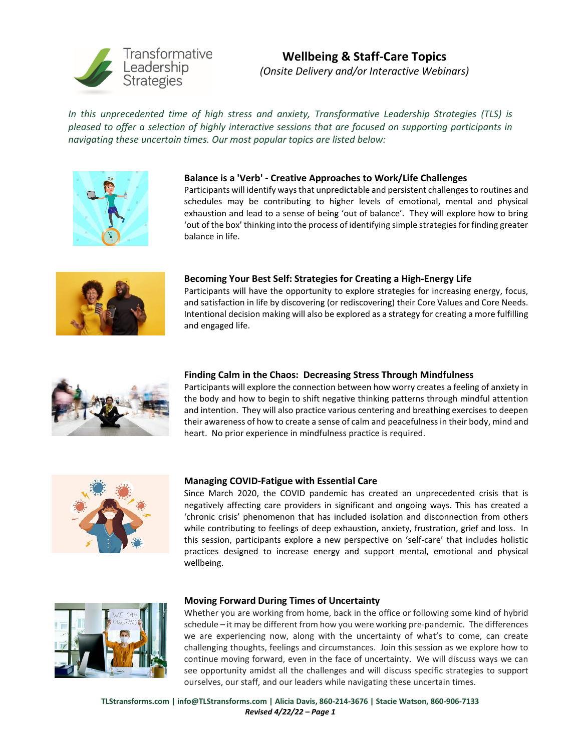# Wellbeing & Staff-Care Topics

*(Onsite Delivery and/or Interactive Webinars)*

*In this unprecedented time of high stress and anxiety, Transformative Leadership Strategies (TLS) is pleased to offer a selection of highly interactive sessions that are focused on supporting participants in navigating these uncertain times. Our most popular topics are listed below:*

### Balance is a 'Verb' - Creative Approaches to Work/Life Challenges

Participants will identify ways that unpredictable and persistent challenges to routines and schedules may be contributing to higher levels of emotional, mental and physical exhaustion and lead to a sense of being 'out of balance'. They will explore how to bring 'out of the box' thinking into the process of identifying simple strategies for finding greater balance in life.

### Becoming Your Best Self: Strategies for Creating a High-Energy Life

Participants will have the opportunity to explore strategies for increasing energy, focus, and satisfaction in life by discovering (or rediscovering) their Core Values and Core Needs. Intentional decision making will also be explored as a strategy for creating a more fulfilling and engaged life.

### Finding Calm in the Chaos: Decreasing Stress Through Mindfulness

Participants will explore the connection between how worry creates a feeling of anxiety in the body and how to begin to shift negative thinking patterns through mindful attention and intention. They will also practice various centering and breathing exercises to deepen their awareness of how to create a sense of calm and peacefulness in their body, mind and heart. No prior experience in mindfulness practice is required.

### Managing COVID-Fatigue with Essential Care

Since March 2020, the COVID pandemic has created an unprecedented crisis that is negatively affecting care providers in significant and ongoing ways. This has created a 'chronic crisis' phenomenon that has included isolation and disconnection from others while contributing to feelings of deep exhaustion, anxiety, frustration, grief and loss. In this session, participants explore a new perspective on 'self-care' that includes holistic practices designed to increase energy and support mental, emotional and physical wellbeing.

### Moving Forward During Times of Uncertainty

Whether you are working from home, back in the office or following some kind of hybrid schedule – it may be different from how you were working pre-pandemic. The differences we are experiencing now, along with the uncertainty of what's to come, can create challenging thoughts, feelings and circumstances. Join this session as we explore how to continue moving forward, even in the face of uncertainty. We will discuss ways we can see opportunity amidst all the challenges and will discuss specific strategies to support ourselves, our staff, and our leaders while navigating these uncertain times.

**TLStransforms.com | info@TLStransforms.com | Alicia Davis, 860-214-3676 | Stacie Watson, 860-906-7133**

***Revised 4/22/22***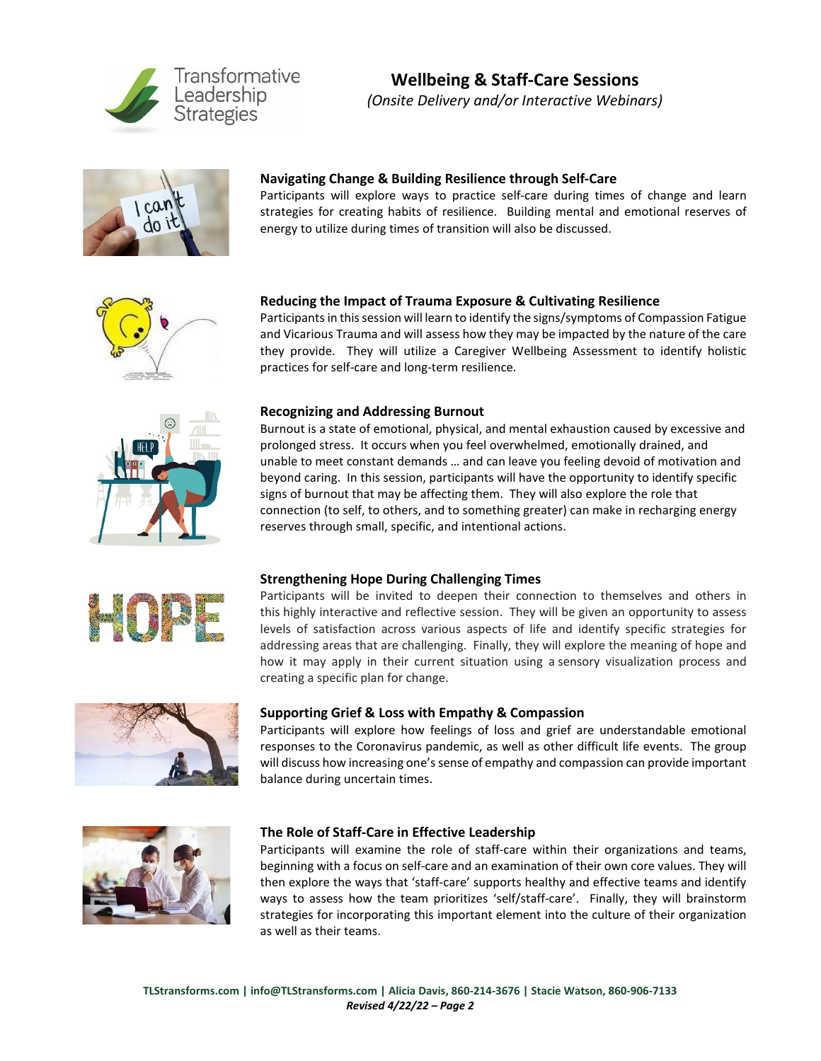Transformative Leadership Strategies

# Wellbeing & Staff-Care Sessions

*(Onsite Delivery and/or Interactive Webinars)*

### Navigating Change & Building Resilience through Self-Care

Participants will explore ways to practice self-care during times of change and learn strategies for creating habits of resilience. Building mental and emotional reserves of energy to utilize during times of transition will also be discussed.

### Reducing the Impact of Trauma Exposure & Cultivating Resilience

Participants in this session will learn to identify the signs/symptoms of Compassion Fatigue and Vicarious Trauma and will assess how they may be impacted by the nature of the care they provide. They will utilize a Caregiver Wellbeing Assessment to identify holistic practices for self-care and long-term resilience.

### Recognizing and Addressing Burnout

Burnout is a state of emotional, physical, and mental exhaustion caused by excessive and prolonged stress. It occurs when you feel overwhelmed, emotionally drained, and unable to meet constant demands … and can leave you feeling devoid of motivation and beyond caring. In this session, participants will have the opportunity to identify specific signs of burnout that may be affecting them. They will also explore the role that connection (to self, to others, and to something greater) can make in recharging energy reserves through small, specific, and intentional actions.

### Strengthening Hope During Challenging Times

Participants will be invited to deepen their connection to themselves and others in this highly interactive and reflective session. They will be given an opportunity to assess levels of satisfaction across various aspects of life and identify specific strategies for addressing areas that are challenging. Finally, they will explore the meaning of hope and how it may apply in their current situation using a sensory visualization process and creating a specific plan for change.

### Supporting Grief & Loss with Empathy & Compassion

Participants will explore how feelings of loss and grief are understandable emotional responses to the Coronavirus pandemic, as well as other difficult life events. The group will discuss how increasing one's sense of empathy and compassion can provide important balance during uncertain times.

### The Role of Staff-Care in Effective Leadership

Participants will examine the role of staff-care within their organizations and teams, beginning with a focus on self-care and an examination of their own core values. They will then explore the ways that 'staff-care' supports healthy and effective teams and identify ways to assess how the team prioritizes 'self/staff-care'. Finally, they will brainstorm strategies for incorporating this important element into the culture of their organization as well as their teams.

**TLStransforms.com | info@TLStransforms.com | Alicia Davis, 860-214-3676 | Stacie Watson, 860-906-7133**

***Revised 4/22/22***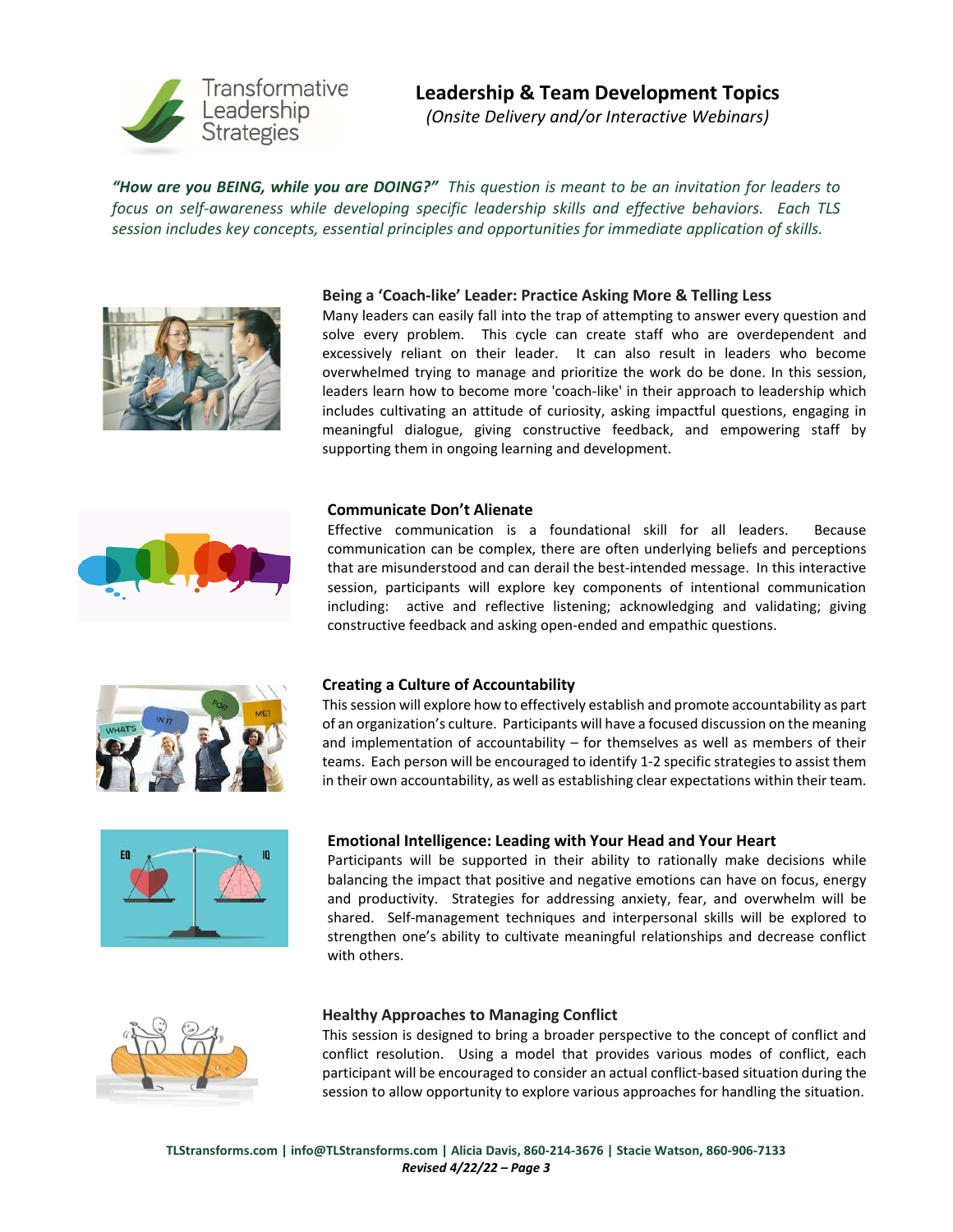# Leadership & Team Development Topics

*(Onsite Delivery and/or Interactive Webinars)*

***"How are you BEING, while you are DOING?"*** *This question is meant to be an invitation for leaders to focus on self-awareness while developing specific leadership skills and effective behaviors. Each TLS session includes key concepts, essential principles and opportunities for immediate application of skills.*

### Being a 'Coach-like' Leader: Practice Asking More & Telling Less

Many leaders can easily fall into the trap of attempting to answer every question and solve every problem. This cycle can create staff who are overdependent and excessively reliant on their leader. It can also result in leaders who become overwhelmed trying to manage and prioritize the work do be done. In this session, leaders learn how to become more 'coach-like' in their approach to leadership which includes cultivating an attitude of curiosity, asking impactful questions, engaging in meaningful dialogue, giving constructive feedback, and empowering staff by supporting them in ongoing learning and development.

### Communicate Don't Alienate

Effective communication is a foundational skill for all leaders. Because communication can be complex, there are often underlying beliefs and perceptions that are misunderstood and can derail the best-intended message. In this interactive session, participants will explore key components of intentional communication including: active and reflective listening; acknowledging and validating; giving constructive feedback and asking open-ended and empathic questions.

### Creating a Culture of Accountability

This session will explore how to effectively establish and promote accountability as part of an organization's culture. Participants will have a focused discussion on the meaning and implementation of accountability – for themselves as well as members of their teams. Each person will be encouraged to identify 1-2 specific strategies to assist them in their own accountability, as well as establishing clear expectations within their team.

### Emotional Intelligence: Leading with Your Head and Your Heart

Participants will be supported in their ability to rationally make decisions while balancing the impact that positive and negative emotions can have on focus, energy and productivity. Strategies for addressing anxiety, fear, and overwhelm will be shared. Self-management techniques and interpersonal skills will be explored to strengthen one's ability to cultivate meaningful relationships and decrease conflict with others.

### Healthy Approaches to Managing Conflict

This session is designed to bring a broader perspective to the concept of conflict and conflict resolution. Using a model that provides various modes of conflict, each participant will be encouraged to consider an actual conflict-based situation during the session to allow opportunity to explore various approaches for handling the situation.

**TLStransforms.com | info@TLStransforms.com | Alicia Davis, 860-214-3676 | Stacie Watson, 860-906-7133**

***Revised 4/22/22***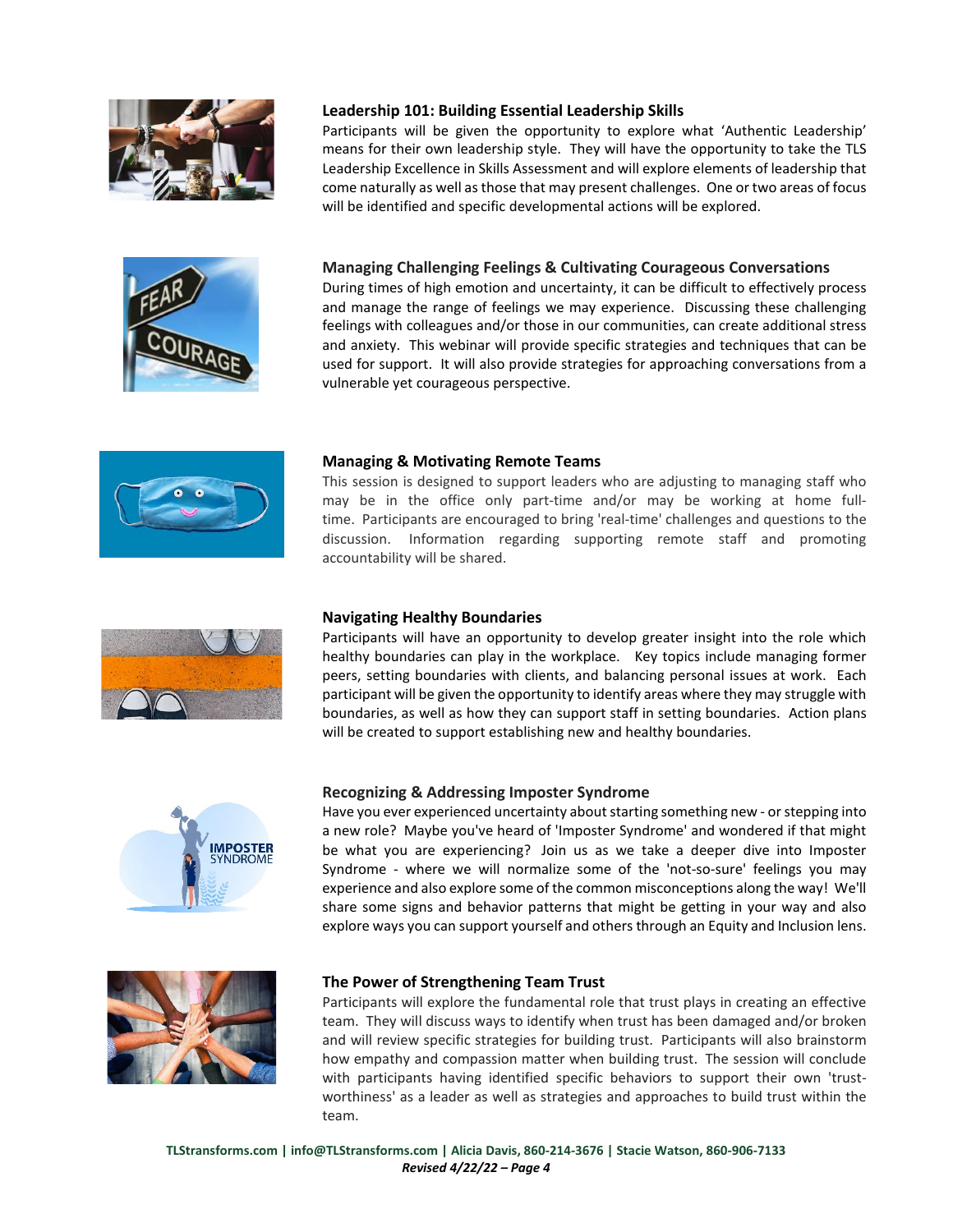**Leadership 101: Building Essential Leadership Skills**

Participants will be given the opportunity to explore what 'Authentic Leadership' means for their own leadership style. They will have the opportunity to take the TLS Leadership Excellence in Skills Assessment and will explore elements of leadership that come naturally as well as those that may present challenges. One or two areas of focus will be identified and specific developmental actions will be explored.

**Managing Challenging Feelings & Cultivating Courageous Conversations**

During times of high emotion and uncertainty, it can be difficult to effectively process and manage the range of feelings we may experience. Discussing these challenging feelings with colleagues and/or those in our communities, can create additional stress and anxiety. This webinar will provide specific strategies and techniques that can be used for support. It will also provide strategies for approaching conversations from a vulnerable yet courageous perspective.

**Managing & Motivating Remote Teams**

This session is designed to support leaders who are adjusting to managing staff who may be in the office only part-time and/or may be working at home full-time. Participants are encouraged to bring 'real-time' challenges and questions to the discussion. Information regarding supporting remote staff and promoting accountability will be shared.

**Navigating Healthy Boundaries**

Participants will have an opportunity to develop greater insight into the role which healthy boundaries can play in the workplace. Key topics include managing former peers, setting boundaries with clients, and balancing personal issues at work. Each participant will be given the opportunity to identify areas where they may struggle with boundaries, as well as how they can support staff in setting boundaries. Action plans will be created to support establishing new and healthy boundaries.

**Recognizing & Addressing Imposter Syndrome**

Have you ever experienced uncertainty about starting something new - or stepping into a new role? Maybe you've heard of 'Imposter Syndrome' and wondered if that might be what you are experiencing? Join us as we take a deeper dive into Imposter Syndrome - where we will normalize some of the 'not-so-sure' feelings you may experience and also explore some of the common misconceptions along the way! We'll share some signs and behavior patterns that might be getting in your way and also explore ways you can support yourself and others through an Equity and Inclusion lens.

**The Power of Strengthening Team Trust**

Participants will explore the fundamental role that trust plays in creating an effective team. They will discuss ways to identify when trust has been damaged and/or broken and will review specific strategies for building trust. Participants will also brainstorm how empathy and compassion matter when building trust. The session will conclude with participants having identified specific behaviors to support their own 'trust-worthiness' as a leader as well as strategies and approaches to build trust within the team.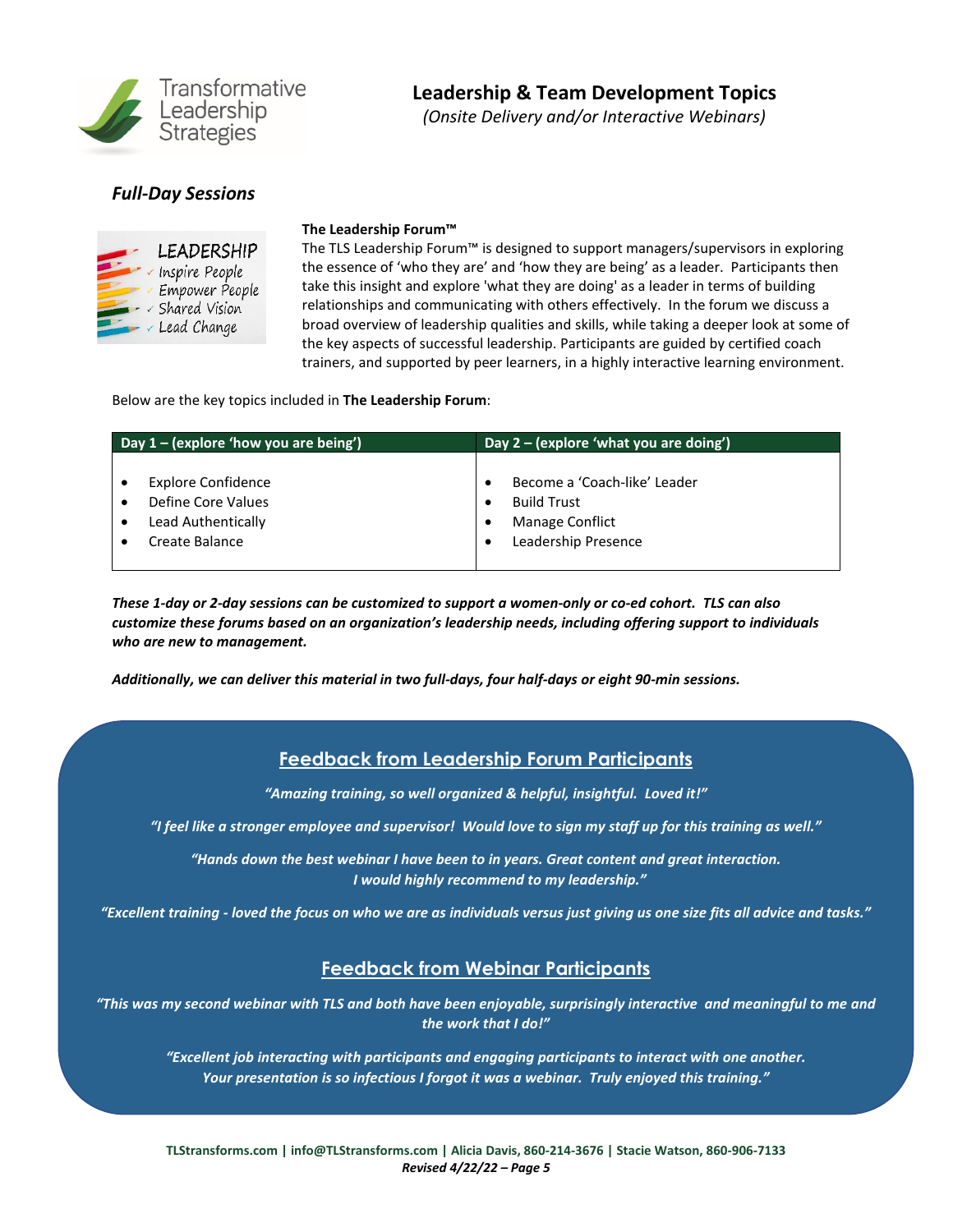# Leadership & Team Development Topics

*(Onsite Delivery and/or Interactive Webinars)*

## *Full-Day Sessions*

**The Leadership Forum™**

The TLS Leadership Forum™ is designed to support managers/supervisors in exploring the essence of 'who they are' and 'how they are being' as a leader. Participants then take this insight and explore 'what they are doing' as a leader in terms of building relationships and communicating with others effectively. In the forum we discuss a broad overview of leadership qualities and skills, while taking a deeper look at some of the key aspects of successful leadership. Participants are guided by certified coach trainers, and supported by peer learners, in a highly interactive learning environment.

Below are the key topics included in **The Leadership Forum**:

| Day 1 – (explore 'how you are being') | Day 2 – (explore 'what you are doing') |
|---|---|
| • Explore Confidence<br>• Define Core Values<br>• Lead Authentically<br>• Create Balance | • Become a 'Coach-like' Leader<br>• Build Trust<br>• Manage Conflict<br>• Leadership Presence |

***These 1-day or 2-day sessions can be customized to support a women-only or co-ed cohort. TLS can also customize these forums based on an organization's leadership needs, including offering support to individuals who are new to management.***

***Additionally, we can deliver this material in two full-days, four half-days or eight 90-min sessions.***

## Feedback from Leadership Forum Participants

***"Amazing training, so well organized & helpful, insightful. Loved it!"***

***"I feel like a stronger employee and supervisor! Would love to sign my staff up for this training as well."***

***"Hands down the best webinar I have been to in years. Great content and great interaction. I would highly recommend to my leadership."***

***"Excellent training - loved the focus on who we are as individuals versus just giving us one size fits all advice and tasks."***

## Feedback from Webinar Participants

***"This was my second webinar with TLS and both have been enjoyable, surprisingly interactive and meaningful to me and the work that I do!"***

***"Excellent job interacting with participants and engaging participants to interact with one another. Your presentation is so infectious I forgot it was a webinar. Truly enjoyed this training."***

**TLStransforms.com | info@TLStransforms.com | Alicia Davis, 860-214-3676 | Stacie Watson, 860-906-7133**

***Revised 4/22/22***